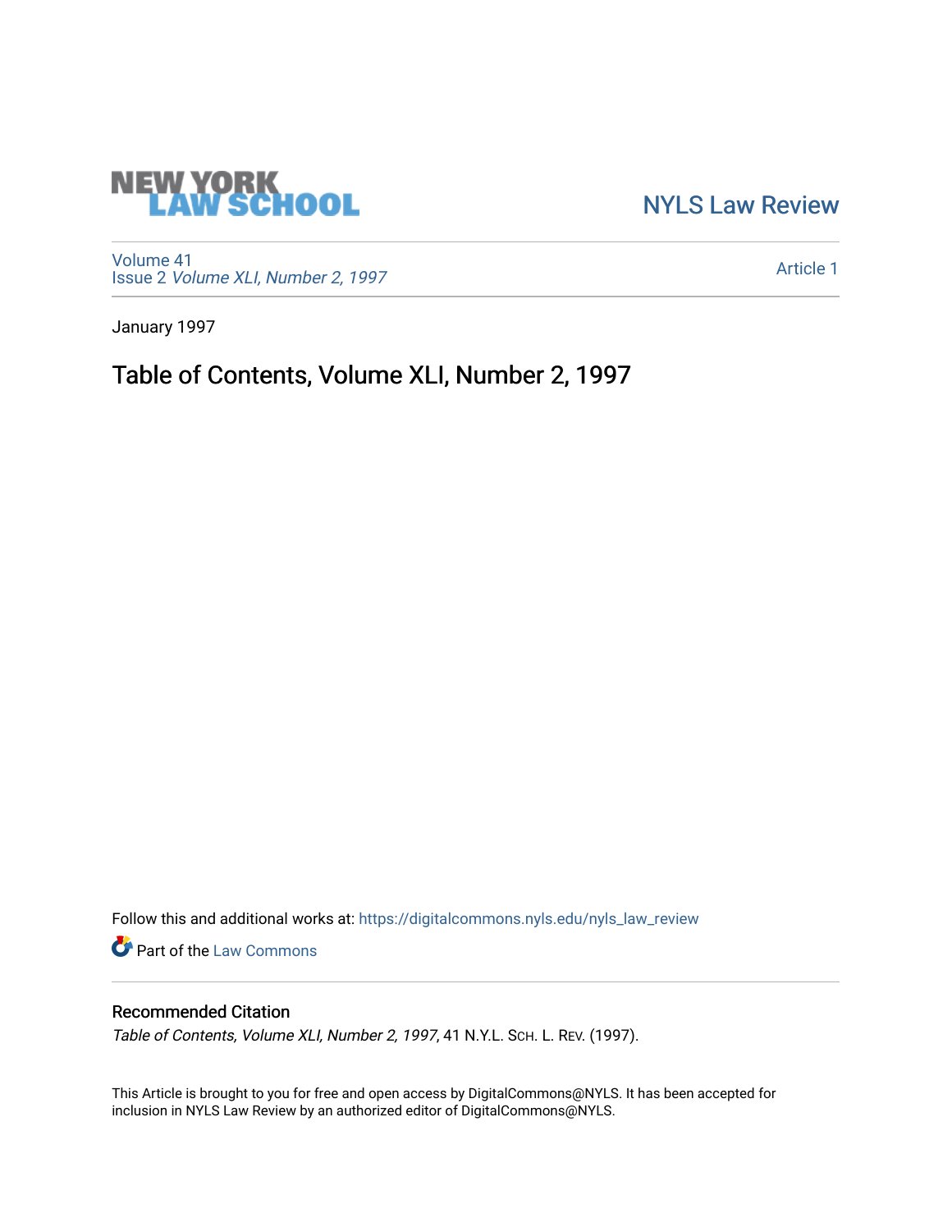NEW YORK LAW SCHOOL

NYLS Law Review

Volume 41
Issue 2 *Volume XLI, Number 2, 1997*

Article 1

January 1997

# Table of Contents, Volume XLI, Number 2, 1997

Follow this and additional works at: https://digitalcommons.nyls.edu/nyls_law_review

Part of the Law Commons

## Recommended Citation

*Table of Contents, Volume XLI, Number 2, 1997*, 41 N.Y.L. SCH. L. REV. (1997).

This Article is brought to you for free and open access by DigitalCommons@NYLS. It has been accepted for inclusion in NYLS Law Review by an authorized editor of DigitalCommons@NYLS.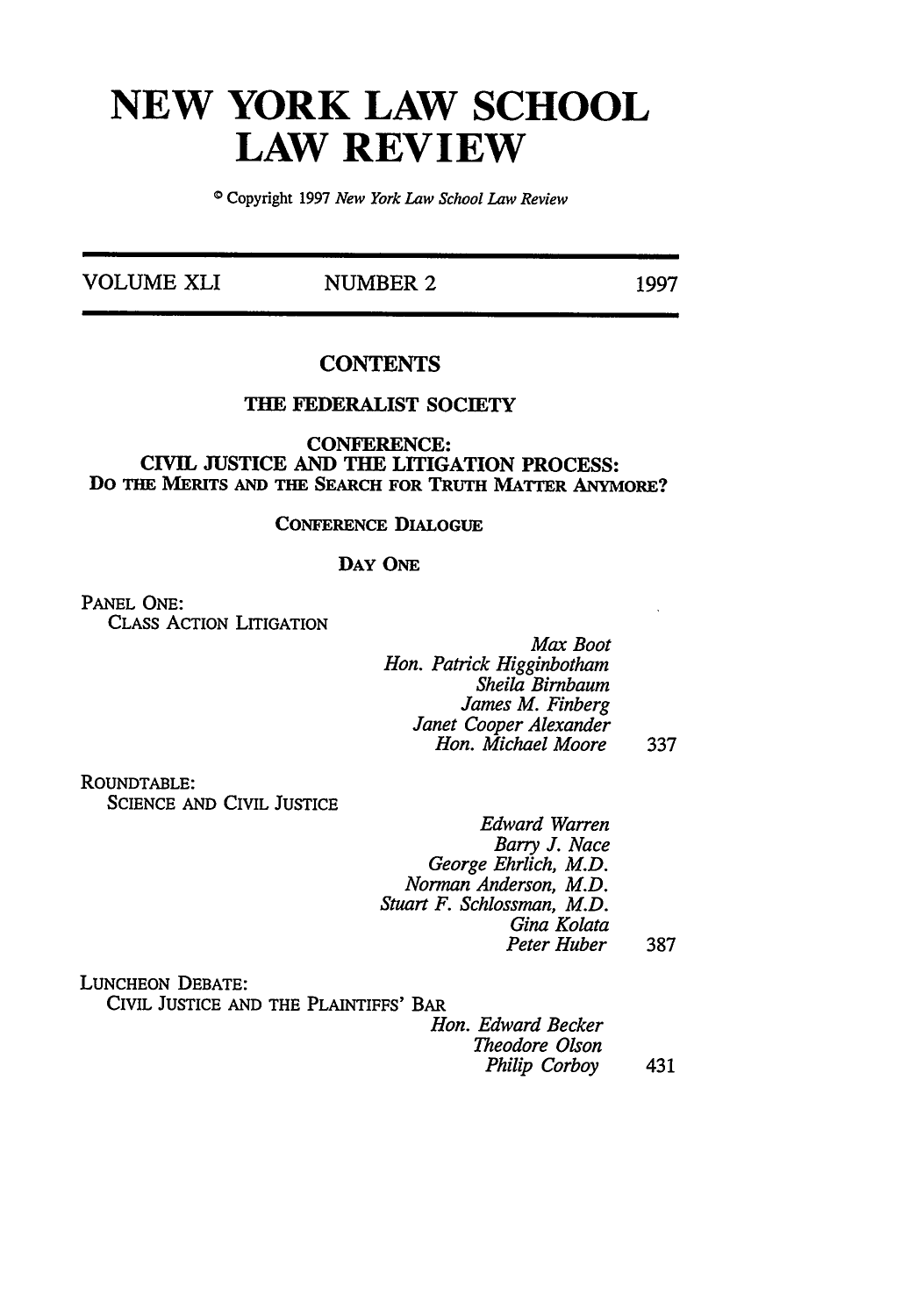# NEW YORK LAW SCHOOL LAW REVIEW

© Copyright 1997 *New York Law School Law Review*

VOLUME XLI | NUMBER 2 | 1997

## CONTENTS

### THE FEDERALIST SOCIETY

### CONFERENCE: CIVIL JUSTICE AND THE LITIGATION PROCESS: DO THE MERITS AND THE SEARCH FOR TRUTH MATTER ANYMORE?

CONFERENCE DIALOGUE

DAY ONE

PANEL ONE:
CLASS ACTION LITIGATION

*Max Boot*
*Hon. Patrick Higginbotham*
*Sheila Birnbaum*
*James M. Finberg*
*Janet Cooper Alexander*
*Hon. Michael Moore* 337

ROUNDTABLE:
SCIENCE AND CIVIL JUSTICE

*Edward Warren*
*Barry J. Nace*
*George Ehrlich, M.D.*
*Norman Anderson, M.D.*
*Stuart F. Schlossman, M.D.*
*Gina Kolata*
*Peter Huber* 387

LUNCHEON DEBATE:
CIVIL JUSTICE AND THE PLAINTIFFS' BAR

*Hon. Edward Becker*
*Theodore Olson*
*Philip Corboy* 431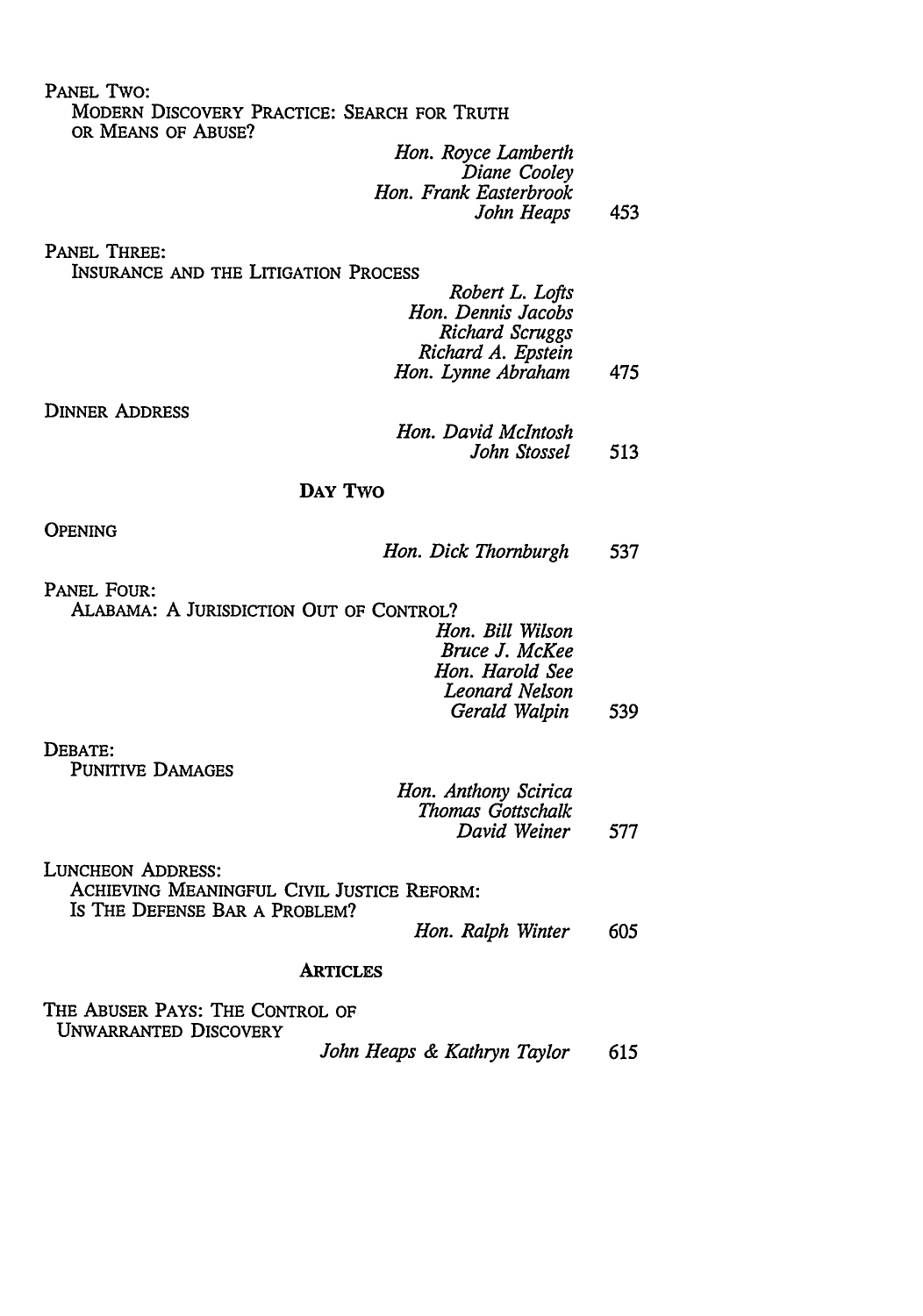PANEL TWO:
MODERN DISCOVERY PRACTICE: SEARCH FOR TRUTH OR MEANS OF ABUSE?

*Hon. Royce Lamberth*
*Diane Cooley*
*Hon. Frank Easterbrook*
*John Heaps* 453

PANEL THREE:
INSURANCE AND THE LITIGATION PROCESS

*Robert L. Lofts*
*Hon. Dennis Jacobs*
*Richard Scruggs*
*Richard A. Epstein*
*Hon. Lynne Abraham* 475

DINNER ADDRESS

*Hon. David McIntosh*
*John Stossel* 513

## DAY TWO

OPENING

*Hon. Dick Thornburgh* 537

PANEL FOUR:
ALABAMA: A JURISDICTION OUT OF CONTROL?

*Hon. Bill Wilson*
*Bruce J. McKee*
*Hon. Harold See*
*Leonard Nelson*
*Gerald Walpin* 539

DEBATE:
PUNITIVE DAMAGES

*Hon. Anthony Scirica*
*Thomas Gottschalk*
*David Weiner* 577

LUNCHEON ADDRESS:
ACHIEVING MEANINGFUL CIVIL JUSTICE REFORM: IS THE DEFENSE BAR A PROBLEM?

*Hon. Ralph Winter* 605

## ARTICLES

THE ABUSER PAYS: THE CONTROL OF UNWARRANTED DISCOVERY

*John Heaps & Kathryn Taylor* 615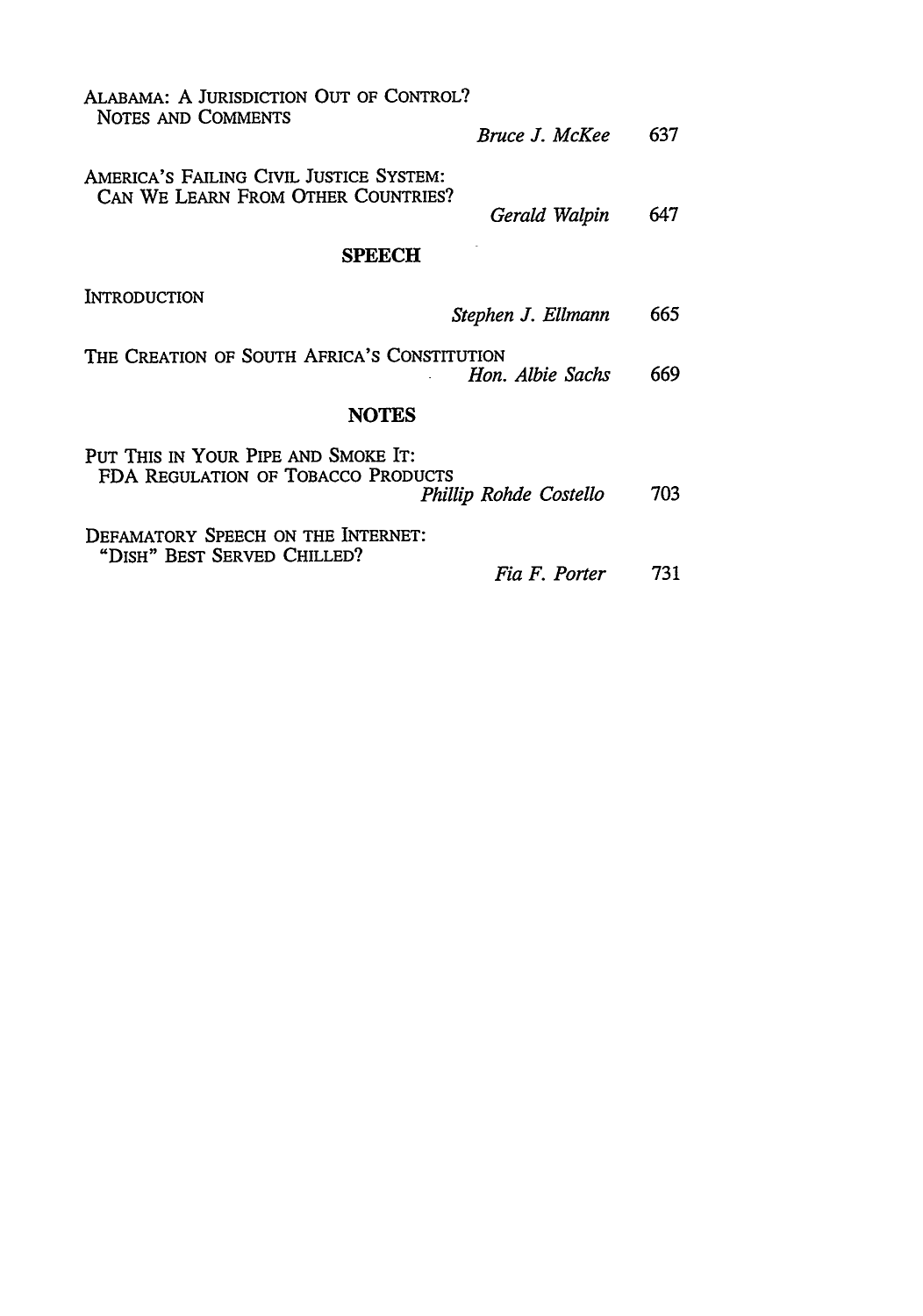Alabama: A Jurisdiction Out of Control? Notes and Comments
*Bruce J. McKee* 637

America's Failing Civil Justice System: Can We Learn From Other Countries?
*Gerald Walpin* 647

## SPEECH

Introduction
*Stephen J. Ellmann* 665

The Creation of South Africa's Constitution
*Hon. Albie Sachs* 669

## NOTES

Put This in Your Pipe and Smoke It: FDA Regulation of Tobacco Products
*Phillip Rohde Costello* 703

Defamatory Speech on the Internet: "Dish" Best Served Chilled?
*Fia F. Porter* 731